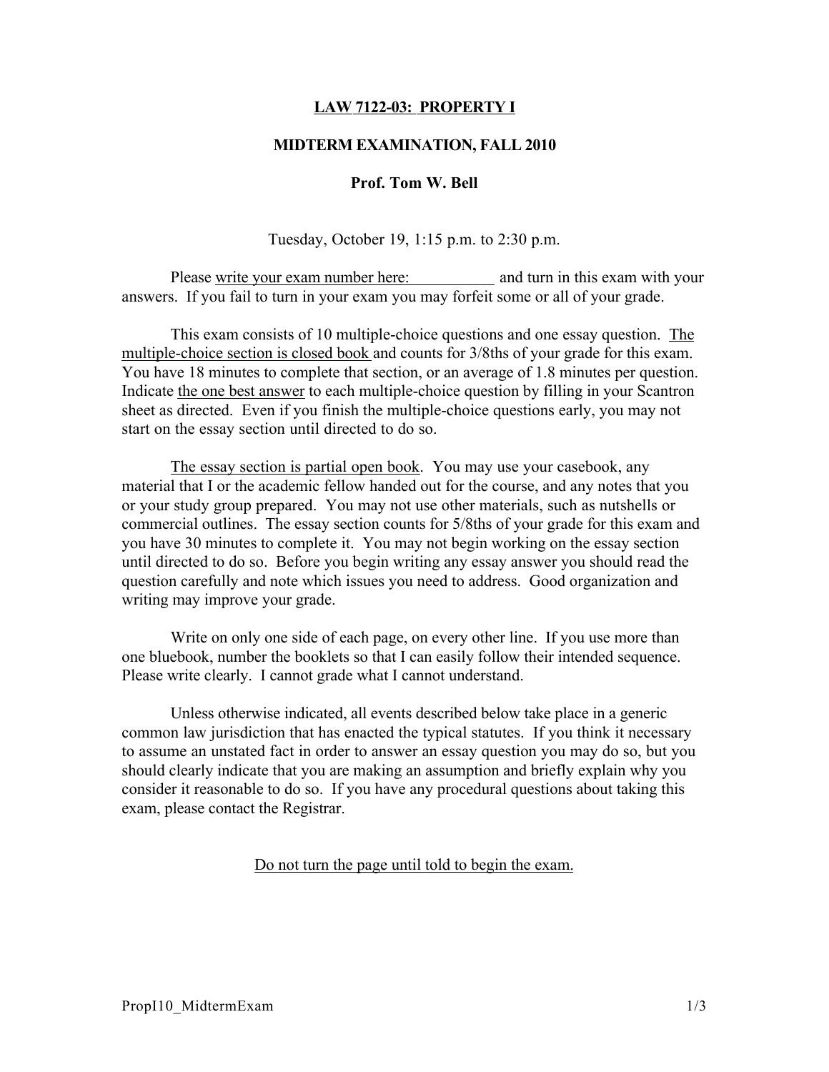# LAW 7122-03: PROPERTY I

## MIDTERM EXAMINATION, FALL 2010

### Prof. Tom W. Bell

Tuesday, October 19, 1:15 p.m. to 2:30 p.m.

Please write your exam number here: ___________ and turn in this exam with your answers. If you fail to turn in your exam you may forfeit some or all of your grade.

This exam consists of 10 multiple-choice questions and one essay question. The multiple-choice section is closed book and counts for 3/8ths of your grade for this exam. You have 18 minutes to complete that section, or an average of 1.8 minutes per question. Indicate the one best answer to each multiple-choice question by filling in your Scantron sheet as directed. Even if you finish the multiple-choice questions early, you may not start on the essay section until directed to do so.

The essay section is partial open book. You may use your casebook, any material that I or the academic fellow handed out for the course, and any notes that you or your study group prepared. You may not use other materials, such as nutshells or commercial outlines. The essay section counts for 5/8ths of your grade for this exam and you have 30 minutes to complete it. You may not begin working on the essay section until directed to do so. Before you begin writing any essay answer you should read the question carefully and note which issues you need to address. Good organization and writing may improve your grade.

Write on only one side of each page, on every other line. If you use more than one bluebook, number the booklets so that I can easily follow their intended sequence. Please write clearly. I cannot grade what I cannot understand.

Unless otherwise indicated, all events described below take place in a generic common law jurisdiction that has enacted the typical statutes. If you think it necessary to assume an unstated fact in order to answer an essay question you may do so, but you should clearly indicate that you are making an assumption and briefly explain why you consider it reasonable to do so. If you have any procedural questions about taking this exam, please contact the Registrar.

Do not turn the page until told to begin the exam.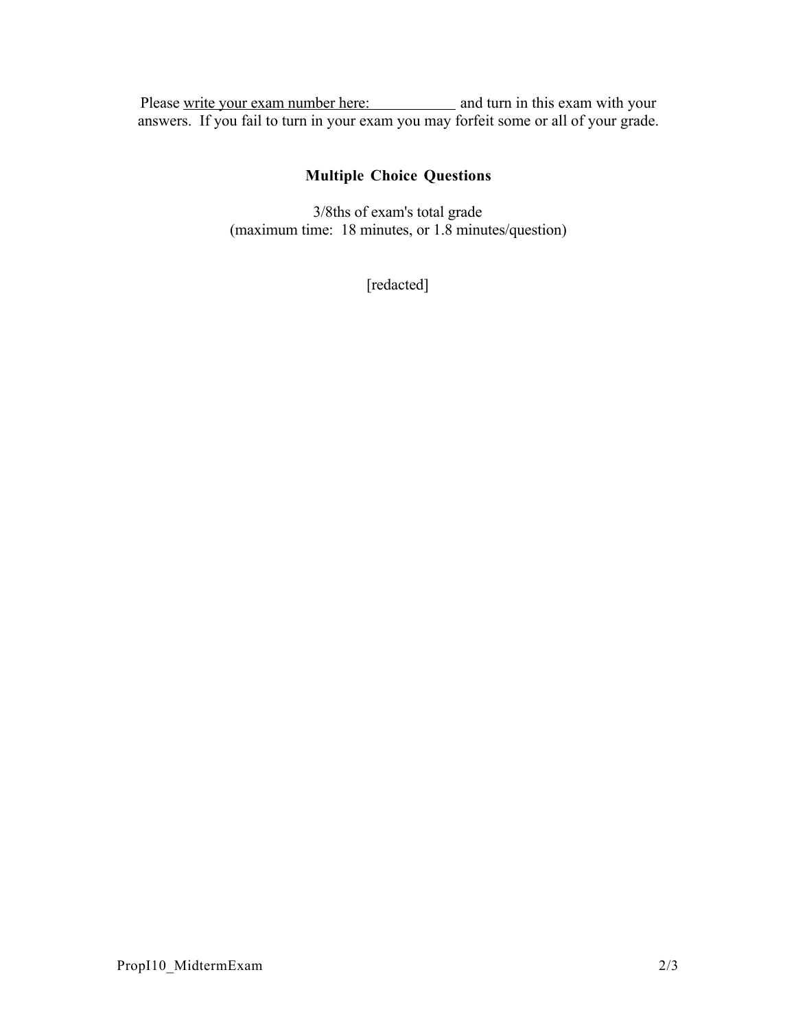Please <u>write your exam number here: ____________</u> and turn in this exam with your answers. If you fail to turn in your exam you may forfeit some or all of your grade.

## Multiple Choice Questions

3/8ths of exam's total grade
(maximum time: 18 minutes, or 1.8 minutes/question)

[redacted]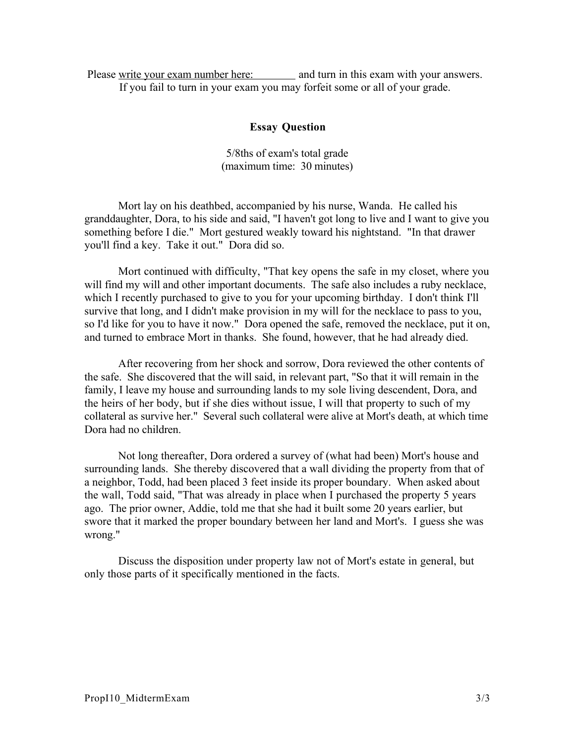Please write your exam number here: ________ and turn in this exam with your answers. If you fail to turn in your exam you may forfeit some or all of your grade.

## Essay Question

5/8ths of exam's total grade
(maximum time: 30 minutes)

Mort lay on his deathbed, accompanied by his nurse, Wanda. He called his granddaughter, Dora, to his side and said, "I haven't got long to live and I want to give you something before I die." Mort gestured weakly toward his nightstand. "In that drawer you'll find a key. Take it out." Dora did so.

Mort continued with difficulty, "That key opens the safe in my closet, where you will find my will and other important documents. The safe also includes a ruby necklace, which I recently purchased to give to you for your upcoming birthday. I don't think I'll survive that long, and I didn't make provision in my will for the necklace to pass to you, so I'd like for you to have it now." Dora opened the safe, removed the necklace, put it on, and turned to embrace Mort in thanks. She found, however, that he had already died.

After recovering from her shock and sorrow, Dora reviewed the other contents of the safe. She discovered that the will said, in relevant part, "So that it will remain in the family, I leave my house and surrounding lands to my sole living descendent, Dora, and the heirs of her body, but if she dies without issue, I will that property to such of my collateral as survive her." Several such collateral were alive at Mort's death, at which time Dora had no children.

Not long thereafter, Dora ordered a survey of (what had been) Mort's house and surrounding lands. She thereby discovered that a wall dividing the property from that of a neighbor, Todd, had been placed 3 feet inside its proper boundary. When asked about the wall, Todd said, "That was already in place when I purchased the property 5 years ago. The prior owner, Addie, told me that she had it built some 20 years earlier, but swore that it marked the proper boundary between her land and Mort's. I guess she was wrong."

Discuss the disposition under property law not of Mort's estate in general, but only those parts of it specifically mentioned in the facts.